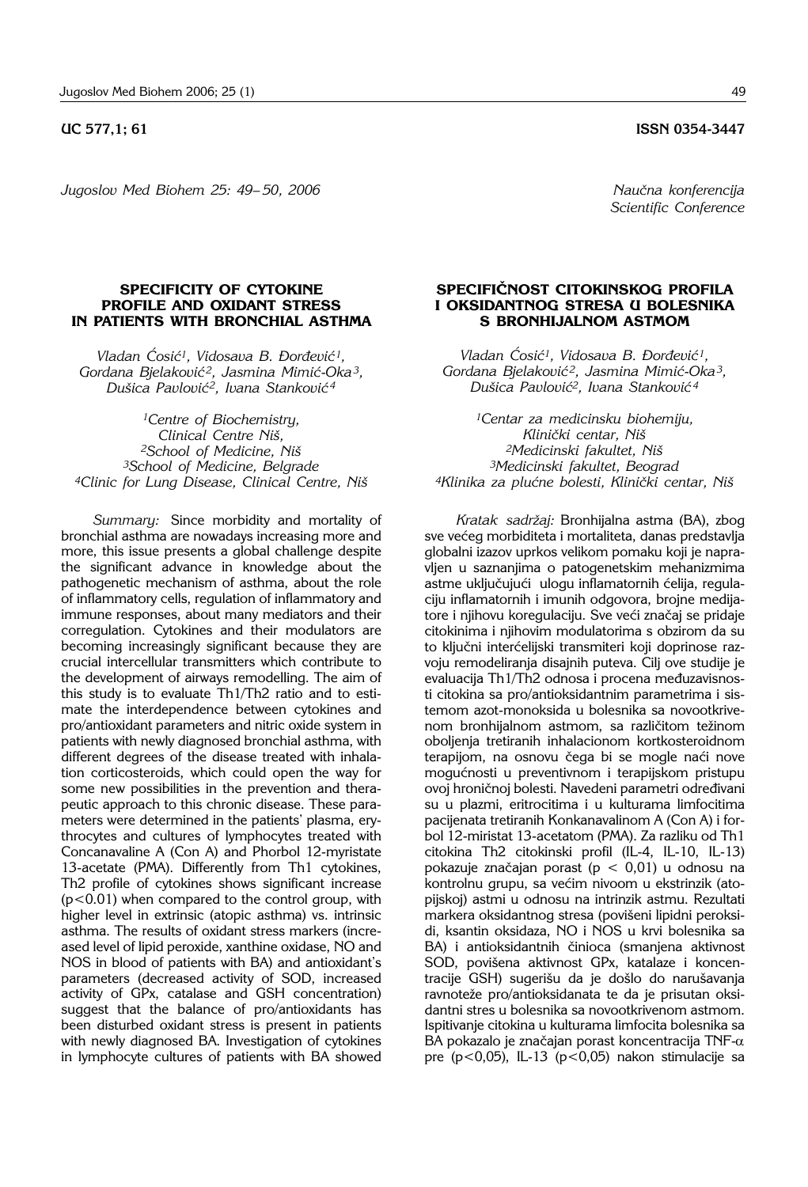UC 577,1; 61 ISSN 0354-3447

*Jugoslov Med Biohem 25: 49– 50, 2006*

*Naučna konferencija*
*Scientific Conference*

## SPECIFICITY OF CYTOKINE PROFILE AND OXIDANT STRESS IN PATIENTS WITH BRONCHIAL ASTHMA

*Vladan Ćosić[1], Vidosava B. Đorđević[1], Gordana Bjelaković[2], Jasmina Mimić-Oka[3], Dušica Pavlović[2], Ivana Stanković[4]*

*[1]Centre of Biochemistry, Clinical Centre Niš,*
*[2]School of Medicine, Niš*
*[3]School of Medicine, Belgrade*
*[4]Clinic for Lung Disease, Clinical Centre, Niš*

*Summary:* Since morbidity and mortality of bronchial asthma are nowadays increasing more and more, this issue presents a global challenge despite the significant advance in knowledge about the pathogenetic mechanism of asthma, about the role of inflammatory cells, regulation of inflammatory and immune responses, about many mediators and their corregulation. Cytokines and their modulators are becoming increasingly significant because they are crucial intercellular transmitters which contribute to the development of airways remodelling. The aim of this study is to evaluate Th1/Th2 ratio and to estimate the interdependence between cytokines and pro/antioxidant parameters and nitric oxide system in patients with newly diagnosed bronchial asthma, with different degrees of the disease treated with inhalation corticosteroids, which could open the way for some new possibilities in the prevention and therapeutic approach to this chronic disease. These parameters were determined in the patients' plasma, erythrocytes and cultures of lymphocytes treated with Concanavaline A (Con A) and Phorbol 12-myristate 13-acetate (PMA). Differently from Th1 cytokines, Th2 profile of cytokines shows significant increase ($p<0.01$) when compared to the control group, with higher level in extrinsic (atopic asthma) vs. intrinsic asthma. The results of oxidant stress markers (increased level of lipid peroxide, xanthine oxidase, NO and NOS in blood of patients with BA) and antioxidant's parameters (decreased activity of SOD, increased activity of GPx, catalase and GSH concentration) suggest that the balance of pro/antioxidants has been disturbed oxidant stress is present in patients with newly diagnosed BA. Investigation of cytokines in lymphocyte cultures of patients with BA showed

## SPECIFIČNOST CITOKINSKOG PROFILA I OKSIDANTNOG STRESA U BOLESNIKA S BRONHIJALNOM ASTMOM

*Vladan Ćosić[1], Vidosava B. Đorđević[1], Gordana Bjelaković[2], Jasmina Mimić-Oka[3], Dušica Pavlović[2], Ivana Stanković[4]*

*[1]Centar za medicinsku biohemiju, Klinički centar, Niš*
*[2]Medicinski fakultet, Niš*
*[3]Medicinski fakultet, Beograd*
*[4]Klinika za plućne bolesti, Klinički centar, Niš*

*Kratak sadržaj:* Bronhijalna astma (BA), zbog sve većeg morbiditeta i mortaliteta, danas predstavlja globalni izazov uprkos velikom pomaku koji je napravljen u saznanjima o patogenetskim mehanizmima astme uključujući ulogu inflamatornih ćelija, regulaciju inflamatornih i imunih odgovora, brojne medijatore i njihovu koregulaciju. Sve veći značaj se pridaje citokinima i njihovim modulatorima s obzirom da su to ključni interćelijski transmiteri koji doprinose razvoju remodeliranja disajnih puteva. Cilj ove studije je evaluacija Th1/Th2 odnosa i procena međuzavisnosti citokina sa pro/antioksidantnim parametrima i sistemom azot-monoksida u bolesnika sa novootkrivenom bronhijalnom astmom, sa različitom težinom oboljenja tretiranih inhalacionom kortkosteroidnom terapijom, na osnovu čega bi se mogle naći nove mogućnosti u preventivnom i terapijskom pristupu ovoj hroničnoj bolesti. Navedeni parametri određivani su u plazmi, eritrocitima i u kulturama limfocitima pacijenata tretiranih Konkanavalinom A (Con A) i forbol 12-miristat 13-acetatom (PMA). Za razliku od Th1 citokina Th2 citokinski profil (IL-4, IL-10, IL-13) pokazuje značajan porast ($p < 0,01$) u odnosu na kontrolnu grupu, sa većim nivoom u ekstrinzik (atopijskoj) astmi u odnosu na intrinzik astmu. Rezultati markera oksidantnog stresa (povišeni lipidni peroksidi, ksantin oksidaza, NO i NOS u krvi bolesnika sa BA) i antioksidantnih činioca (smanjena aktivnost SOD, povišena aktivnost GPx, katalaze i koncentracije GSH) sugerišu da je došlo do narušavanja ravnoteže pro/antioksidanata te da je prisutan oksidantni stres u bolesnika sa novootkrivenom astmom. Ispitivanje citokina u kulturama limfocita bolesnika sa BA pokazalo je značajan porast koncentracija TNF-$\alpha$ pre ($p<0,05$), IL-13 ($p<0,05$) nakon stimulacije sa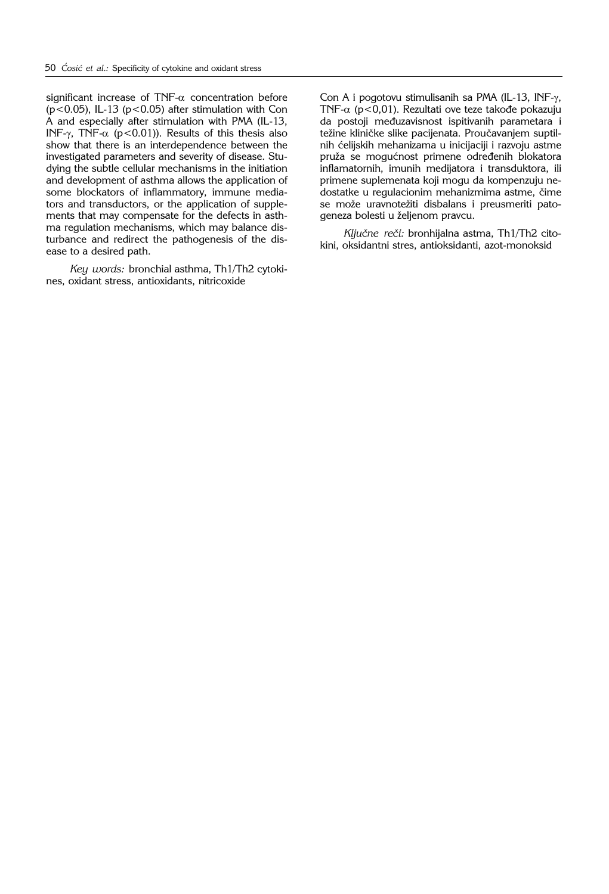significant increase of TNF-$\alpha$ concentration before ($p<0.05$), IL-13 ($p<0.05$) after stimulation with Con A and especially after stimulation with PMA (IL-13, INF-$\gamma$, TNF-$\alpha$ ($p<0.01$)). Results of this thesis also show that there is an interdependence between the investigated parameters and severity of disease. Studying the subtle cellular mechanisms in the initiation and development of asthma allows the application of some blockators of inflammatory, immune mediators and transductors, or the application of supplements that may compensate for the defects in asthma regulation mechanisms, which may balance disturbance and redirect the pathogenesis of the disease to a desired path.

*Key words:* bronchial asthma, Th1/Th2 cytokines, oxidant stress, antioxidants, nitricoxide

Con A i pogotovu stimulisanih sa PMA (IL-13, INF-$\gamma$, TNF-$\alpha$ ($p<0{,}01$). Rezultati ove teze takođe pokazuju da postoji međuzavisnost ispitivanih parametara i težine kliničke slike pacijenata. Proučavanjem suptilnih ćelijskih mehanizama u inicijaciji i razvoju astme pruža se mogućnost primene određenih blokatora inflamatornih, imunih medijatora i transduktora, ili primene suplemenata koji mogu da kompenzuju nedostatke u regulacionim mehanizmima astme, čime se može uravnotežiti disbalans i preusmeriti patogeneza bolesti u željenom pravcu.

*Ključne reči:* bronhijalna astma, Th1/Th2 citokini, oksidantni stres, antioksidanti, azot-monoksid